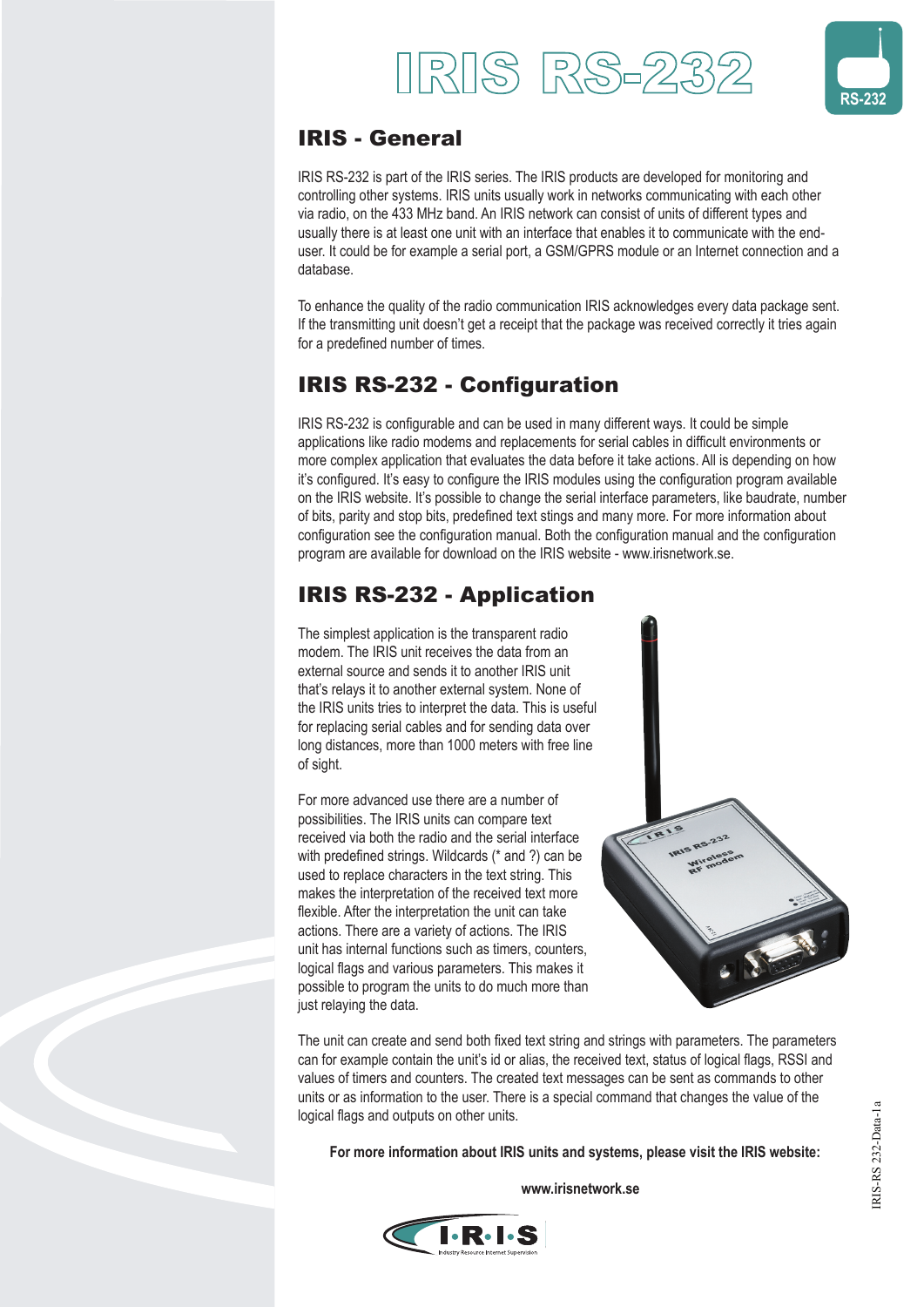# IRIS RS-232

## IRIS - General

IRIS RS-232 is part of the IRIS series. The IRIS products are developed for monitoring and controlling other systems. IRIS units usually work in networks communicating with each other via radio, on the 433 MHz band. An IRIS network can consist of units of different types and usually there is at least one unit with an interface that enables it to communicate with the end-user. It could be for example a serial port, a GSM/GPRS module or an Internet connection and a database.

To enhance the quality of the radio communication IRIS acknowledges every data package sent. If the transmitting unit doesn't get a receipt that the package was received correctly it tries again for a predefined number of times.

## IRIS RS-232 - Configuration

IRIS RS-232 is configurable and can be used in many different ways. It could be simple applications like radio modems and replacements for serial cables in difficult environments or more complex application that evaluates the data before it take actions. All is depending on how it's configured. It's easy to configure the IRIS modules using the configuration program available on the IRIS website. It's possible to change the serial interface parameters, like baudrate, number of bits, parity and stop bits, predefined text stings and many more. For more information about configuration see the configuration manual. Both the configuration manual and the configuration program are available for download on the IRIS website - www.irisnetwork.se.

## IRIS RS-232 - Application

The simplest application is the transparent radio modem. The IRIS unit receives the data from an external source and sends it to another IRIS unit that's relays it to another external system. None of the IRIS units tries to interpret the data. This is useful for replacing serial cables and for sending data over long distances, more than 1000 meters with free line of sight.

For more advanced use there are a number of possibilities. The IRIS units can compare text received via both the radio and the serial interface with predefined strings. Wildcards (* and ?) can be used to replace characters in the text string. This makes the interpretation of the received text more flexible. After the interpretation the unit can take actions. There are a variety of actions. The IRIS unit has internal functions such as timers, counters, logical flags and various parameters. This makes it possible to program the units to do much more than just relaying the data.

The unit can create and send both fixed text string and strings with parameters. The parameters can for example contain the unit's id or alias, the received text, status of logical flags, RSSI and values of timers and counters. The created text messages can be sent as commands to other units or as information to the user. There is a special command that changes the value of the logical flags and outputs on other units.

**For more information about IRIS units and systems, please visit the IRIS website:**

**www.irisnetwork.se**

I·R·I·S Industry Resource Internet Supervision

IRIS-RS 232-Data-1a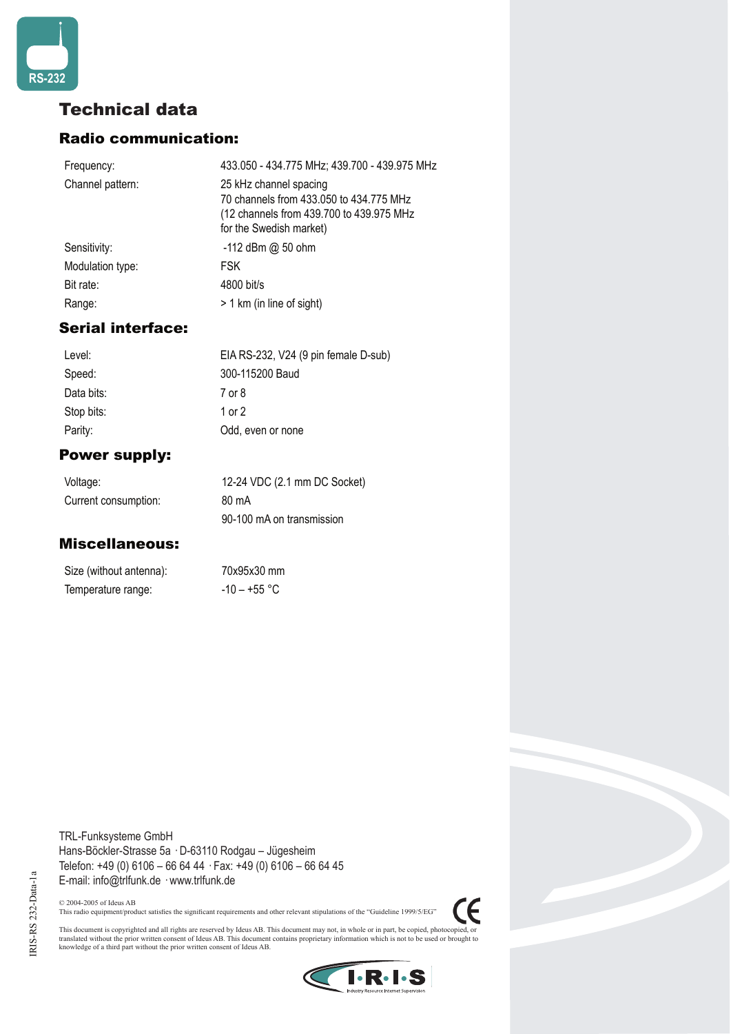RS-232

# Technical data

## Radio communication:

| | |
|---|---|
| Frequency: | 433.050 - 434.775 MHz; 439.700 - 439.975 MHz |
| Channel pattern: | 25 kHz channel spacing<br>70 channels from 433.050 to 434.775 MHz<br>(12 channels from 439.700 to 439.975 MHz<br>for the Swedish market) |
| Sensitivity: | -112 dBm @ 50 ohm |
| Modulation type: | FSK |
| Bit rate: | 4800 bit/s |
| Range: | > 1 km (in line of sight) |

## Serial interface:

| | |
|---|---|
| Level: | EIA RS-232, V24 (9 pin female D-sub) |
| Speed: | 300-115200 Baud |
| Data bits: | 7 or 8 |
| Stop bits: | 1 or 2 |
| Parity: | Odd, even or none |

## Power supply:

| | |
|---|---|
| Voltage: | 12-24 VDC (2.1 mm DC Socket) |
| Current consumption: | 80 mA<br>90-100 mA on transmission |

## Miscellaneous:

| | |
|---|---|
| Size (without antenna): | 70x95x30 mm |
| Temperature range: | -10 – +55 °C |

TRL-Funksysteme GmbH
Hans-Böckler-Strasse 5a · D-63110 Rodgau – Jügesheim
Telefon: +49 (0) 6106 – 66 64 44 · Fax: +49 (0) 6106 – 66 64 45
E-mail: info@trlfunk.de · www.trlfunk.de

© 2004-2005 of Ideus AB
This radio equipment/product satisfies the significant requirements and other relevant stipulations of the "Guideline 1999/5/EG"

This document is copyrighted and all rights are reserved by Ideus AB. This document may not, in whole or in part, be copied, photocopied, or translated without the prior written consent of Ideus AB. This document contains proprietary information which is not to be used or brought to knowledge of a third part without the prior written consent of Ideus AB.

IRIS-RS 232-Data-1 a

I·R·I·S
Industry Resource Internet Supervision